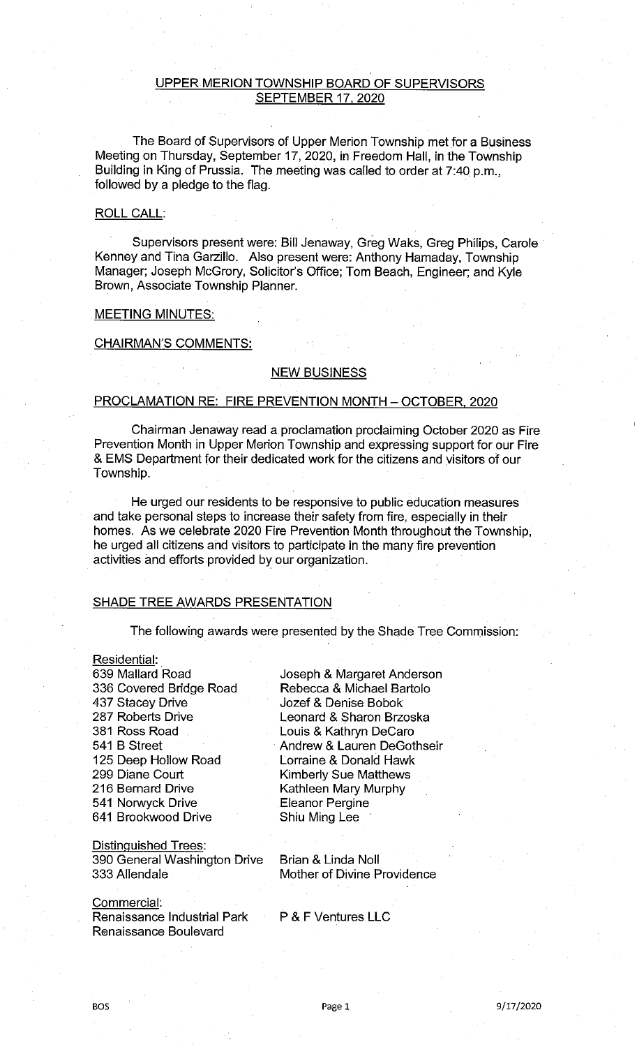## UPPER MERION TOWNSHIP BOARD OF SUPERVISORS
## SEPTEMBER 17, 2020

The Board of Supervisors of Upper Merion Township met for a Business Meeting on Thursday, September 17, 2020, in Freedom Hall, in the Township Building in King of Prussia. The meeting was called to order at 7:40 p.m., followed by a pledge to the flag.

### ROLL CALL:

Supervisors present were: Bill Jenaway, Greg Waks, Greg Philips, Carole Kenney and Tina Garzillo. Also present were: Anthony Hamaday, Township Manager; Joseph McGrory, Solicitor's Office; Tom Beach, Engineer; and Kyle Brown, Associate Township Planner.

### MEETING MINUTES:

### CHAIRMAN'S COMMENTS:

## NEW BUSINESS

### PROCLAMATION RE: FIRE PREVENTION MONTH – OCTOBER, 2020

Chairman Jenaway read a proclamation proclaiming October 2020 as Fire Prevention Month in Upper Merion Township and expressing support for our Fire & EMS Department for their dedicated work for the citizens and visitors of our Township.

He urged our residents to be responsive to public education measures and take personal steps to increase their safety from fire, especially in their homes. As we celebrate 2020 Fire Prevention Month throughout the Township, he urged all citizens and visitors to participate in the many fire prevention activities and efforts provided by our organization.

### SHADE TREE AWARDS PRESENTATION

The following awards were presented by the Shade Tree Commission:

Residential:

| | |
|---|---|
| 639 Mallard Road | Joseph & Margaret Anderson |
| 336 Covered Bridge Road | Rebecca & Michael Bartolo |
| 437 Stacey Drive | Jozef & Denise Bobok |
| 287 Roberts Drive | Leonard & Sharon Brzoska |
| 381 Ross Road | Louis & Kathryn DeCaro |
| 541 B Street | Andrew & Lauren DeGothseir |
| 125 Deep Hollow Road | Lorraine & Donald Hawk |
| 299 Diane Court | Kimberly Sue Matthews |
| 216 Bernard Drive | Kathleen Mary Murphy |
| 541 Norwyck Drive | Eleanor Pergine |
| 641 Brookwood Drive | Shiu Ming Lee |

Distinguished Trees:

| | |
|---|---|
| 390 General Washington Drive | Brian & Linda Noll |
| 333 Allendale | Mother of Divine Providence |

Commercial:

| | |
|---|---|
| Renaissance Industrial Park<br>Renaissance Boulevard | P & F Ventures LLC |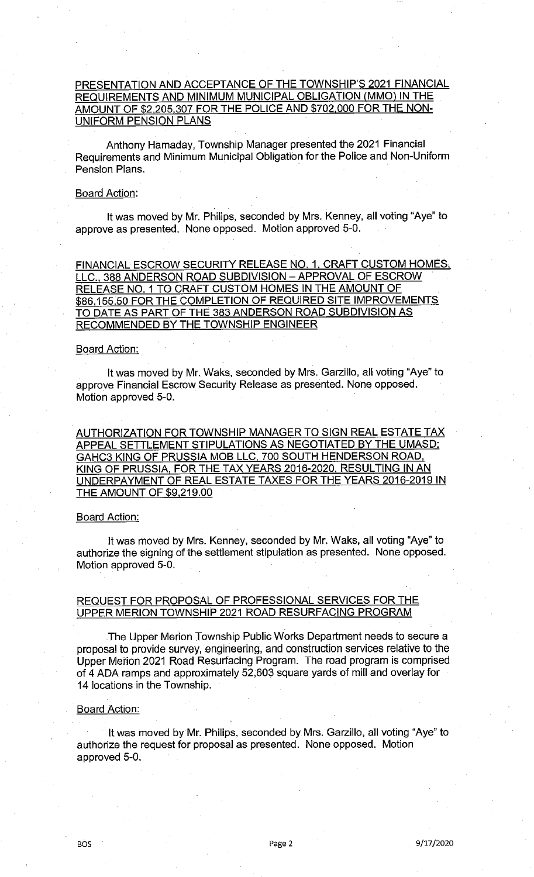<u>PRESENTATION AND ACCEPTANCE OF THE TOWNSHIP'S 2021 FINANCIAL REQUIREMENTS AND MINIMUM MUNICIPAL OBLIGATION (MMO) IN THE AMOUNT OF $2,205,307 FOR THE POLICE AND $702,000 FOR THE NON-UNIFORM PENSION PLANS</u>

Anthony Hamaday, Township Manager presented the 2021 Financial Requirements and Minimum Municipal Obligation for the Police and Non-Uniform Pension Plans.

<u>Board Action:</u>

It was moved by Mr. Philips, seconded by Mrs. Kenney, all voting "Aye" to approve as presented. None opposed. Motion approved 5-0.

<u>FINANCIAL ESCROW SECURITY RELEASE NO. 1, CRAFT CUSTOM HOMES, LLC., 388 ANDERSON ROAD SUBDIVISION – APPROVAL OF ESCROW RELEASE NO. 1 TO CRAFT CUSTOM HOMES IN THE AMOUNT OF $86,155.50 FOR THE COMPLETION OF REQUIRED SITE IMPROVEMENTS TO DATE AS PART OF THE 383 ANDERSON ROAD SUBDIVISION AS RECOMMENDED BY THE TOWNSHIP ENGINEER</u>

<u>Board Action:</u>

It was moved by Mr. Waks, seconded by Mrs. Garzillo, all voting "Aye" to approve Financial Escrow Security Release as presented. None opposed. Motion approved 5-0.

<u>AUTHORIZATION FOR TOWNSHIP MANAGER TO SIGN REAL ESTATE TAX APPEAL SETTLEMENT STIPULATIONS AS NEGOTIATED BY THE UMASD: GAHC3 KING OF PRUSSIA MOB LLC, 700 SOUTH HENDERSON ROAD, KING OF PRUSSIA, FOR THE TAX YEARS 2016-2020, RESULTING IN AN UNDERPAYMENT OF REAL ESTATE TAXES FOR THE YEARS 2016-2019 IN THE AMOUNT OF $9,219.00</u>

<u>Board Action:</u>

It was moved by Mrs. Kenney, seconded by Mr. Waks, all voting "Aye" to authorize the signing of the settlement stipulation as presented. None opposed. Motion approved 5-0.

<u>REQUEST FOR PROPOSAL OF PROFESSIONAL SERVICES FOR THE UPPER MERION TOWNSHIP 2021 ROAD RESURFACING PROGRAM</u>

The Upper Merion Township Public Works Department needs to secure a proposal to provide survey, engineering, and construction services relative to the Upper Merion 2021 Road Resurfacing Program. The road program is comprised of 4 ADA ramps and approximately 52,603 square yards of mill and overlay for 14 locations in the Township.

<u>Board Action:</u>

It was moved by Mr. Philips, seconded by Mrs. Garzillo, all voting "Aye" to authorize the request for proposal as presented. None opposed. Motion approved 5-0.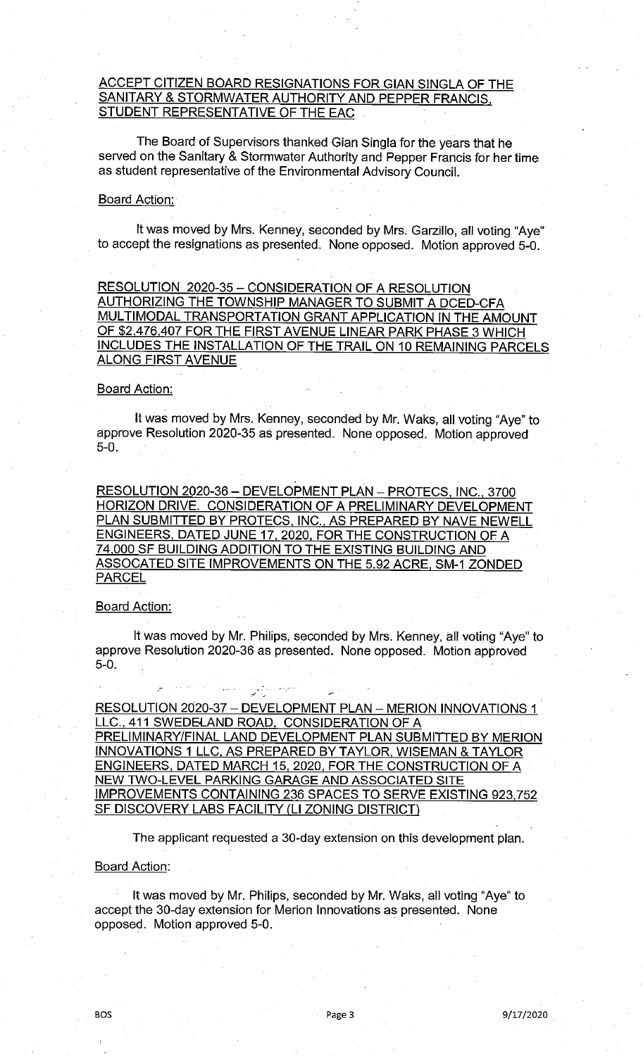ACCEPT CITIZEN BOARD RESIGNATIONS FOR GIAN SINGLA OF THE SANITARY & STORMWATER AUTHORITY AND PEPPER FRANCIS, STUDENT REPRESENTATIVE OF THE EAC

The Board of Supervisors thanked Gian Singla for the years that he served on the Sanitary & Stormwater Authority and Pepper Francis for her time as student representative of the Environmental Advisory Council.

Board Action:

It was moved by Mrs. Kenney, seconded by Mrs. Garzillo, all voting "Aye" to accept the resignations as presented. None opposed. Motion approved 5-0.

RESOLUTION 2020-35 – CONSIDERATION OF A RESOLUTION AUTHORIZING THE TOWNSHIP MANAGER TO SUBMIT A DCED-CFA MULTIMODAL TRANSPORTATION GRANT APPLICATION IN THE AMOUNT OF $2,476,407 FOR THE FIRST AVENUE LINEAR PARK PHASE 3 WHICH INCLUDES THE INSTALLATION OF THE TRAIL ON 10 REMAINING PARCELS ALONG FIRST AVENUE

Board Action:

It was moved by Mrs. Kenney, seconded by Mr. Waks, all voting "Aye" to approve Resolution 2020-35 as presented. None opposed. Motion approved 5-0.

RESOLUTION 2020-36 – DEVELOPMENT PLAN – PROTECS, INC., 3700 HORIZON DRIVE. CONSIDERATION OF A PRELIMINARY DEVELOPMENT PLAN SUBMITTED BY PROTECS, INC., AS PREPARED BY NAVE NEWELL ENGINEERS, DATED JUNE 17, 2020, FOR THE CONSTRUCTION OF A 74,000 SF BUILDING ADDITION TO THE EXISTING BUILDING AND ASSOCATED SITE IMPROVEMENTS ON THE 5.92 ACRE, SM-1 ZONDED PARCEL

Board Action:

It was moved by Mr. Philips, seconded by Mrs. Kenney, all voting "Aye" to approve Resolution 2020-36 as presented. None opposed. Motion approved 5-0.

RESOLUTION 2020-37 – DEVELOPMENT PLAN – MERION INNOVATIONS 1 LLC., 411 SWEDELAND ROAD. CONSIDERATION OF A PRELIMINARY/FINAL LAND DEVELOPMENT PLAN SUBMITTED BY MERION INNOVATIONS 1 LLC, AS PREPARED BY TAYLOR, WISEMAN & TAYLOR ENGINEERS, DATED MARCH 15, 2020, FOR THE CONSTRUCTION OF A NEW TWO-LEVEL PARKING GARAGE AND ASSOCIATED SITE IMPROVEMENTS CONTAINING 236 SPACES TO SERVE EXISTING 923,752 SF DISCOVERY LABS FACILITY (LI ZONING DISTRICT)

The applicant requested a 30-day extension on this development plan.

Board Action:

It was moved by Mr. Philips, seconded by Mr. Waks, all voting "Aye" to accept the 30-day extension for Merion Innovations as presented. None opposed. Motion approved 5-0.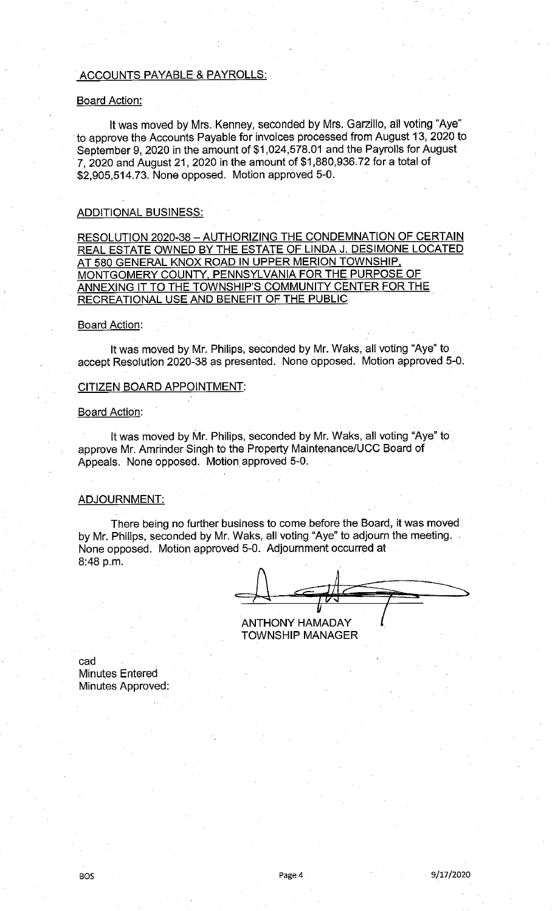ACCOUNTS PAYABLE & PAYROLLS:

Board Action:

It was moved by Mrs. Kenney, seconded by Mrs. Garzillo, all voting "Aye" to approve the Accounts Payable for invoices processed from August 13, 2020 to September 9, 2020 in the amount of $1,024,578.01 and the Payrolls for August 7, 2020 and August 21, 2020 in the amount of $1,880,936.72 for a total of $2,905,514.73. None opposed. Motion approved 5-0.

ADDITIONAL BUSINESS:

RESOLUTION 2020-38 – AUTHORIZING THE CONDEMNATION OF CERTAIN REAL ESTATE OWNED BY THE ESTATE OF LINDA J. DESIMONE LOCATED AT 580 GENERAL KNOX ROAD IN UPPER MERION TOWNSHIP, MONTGOMERY COUNTY, PENNSYLVANIA FOR THE PURPOSE OF ANNEXING IT TO THE TOWNSHIP'S COMMUNITY CENTER FOR THE RECREATIONAL USE AND BENEFIT OF THE PUBLIC

Board Action:

It was moved by Mr. Philips, seconded by Mr. Waks, all voting "Aye" to accept Resolution 2020-38 as presented. None opposed. Motion approved 5-0.

CITIZEN BOARD APPOINTMENT:

Board Action:

It was moved by Mr. Philips, seconded by Mr. Waks, all voting "Aye" to approve Mr. Amrinder Singh to the Property Maintenance/UCC Board of Appeals. None opposed. Motion approved 5-0.

ADJOURNMENT:

There being no further business to come before the Board, it was moved by Mr. Philips, seconded by Mr. Waks, all voting "Aye" to adjourn the meeting. None opposed. Motion approved 5-0. Adjournment occurred at 8:48 p.m.

ANTHONY HAMADAY
TOWNSHIP MANAGER

cad
Minutes Entered
Minutes Approved: